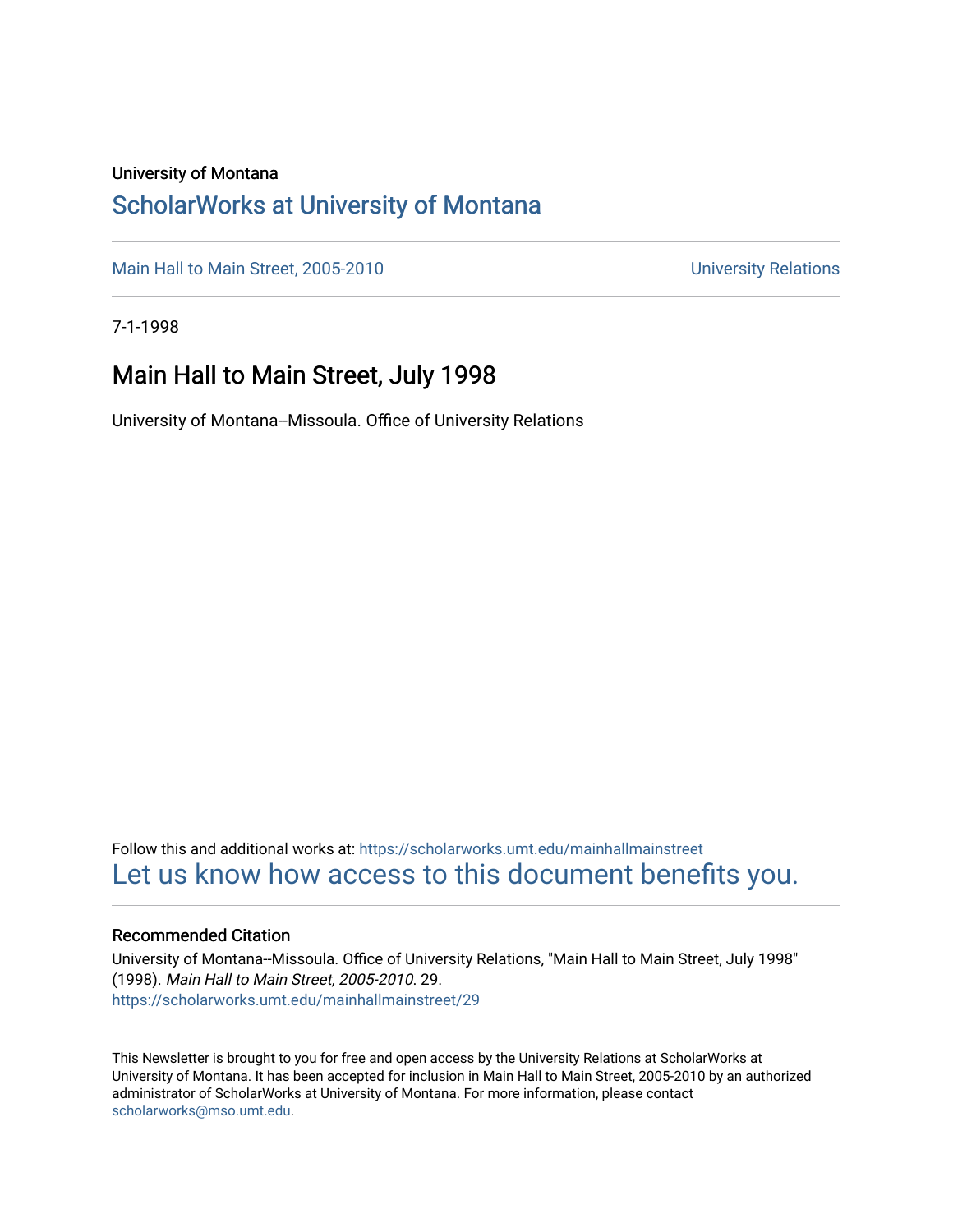University of Montana

# ScholarWorks at University of Montana

Main Hall to Main Street, 2005-2010 | University Relations

7-1-1998

## Main Hall to Main Street, July 1998

University of Montana--Missoula. Office of University Relations

Follow this and additional works at: https://scholarworks.umt.edu/mainhallmainstreet

Let us know how access to this document benefits you.

### Recommended Citation

University of Montana--Missoula. Office of University Relations, "Main Hall to Main Street, July 1998" (1998). *Main Hall to Main Street, 2005-2010*. 29.
https://scholarworks.umt.edu/mainhallmainstreet/29

This Newsletter is brought to you for free and open access by the University Relations at ScholarWorks at University of Montana. It has been accepted for inclusion in Main Hall to Main Street, 2005-2010 by an authorized administrator of ScholarWorks at University of Montana. For more information, please contact scholarworks@mso.umt.edu.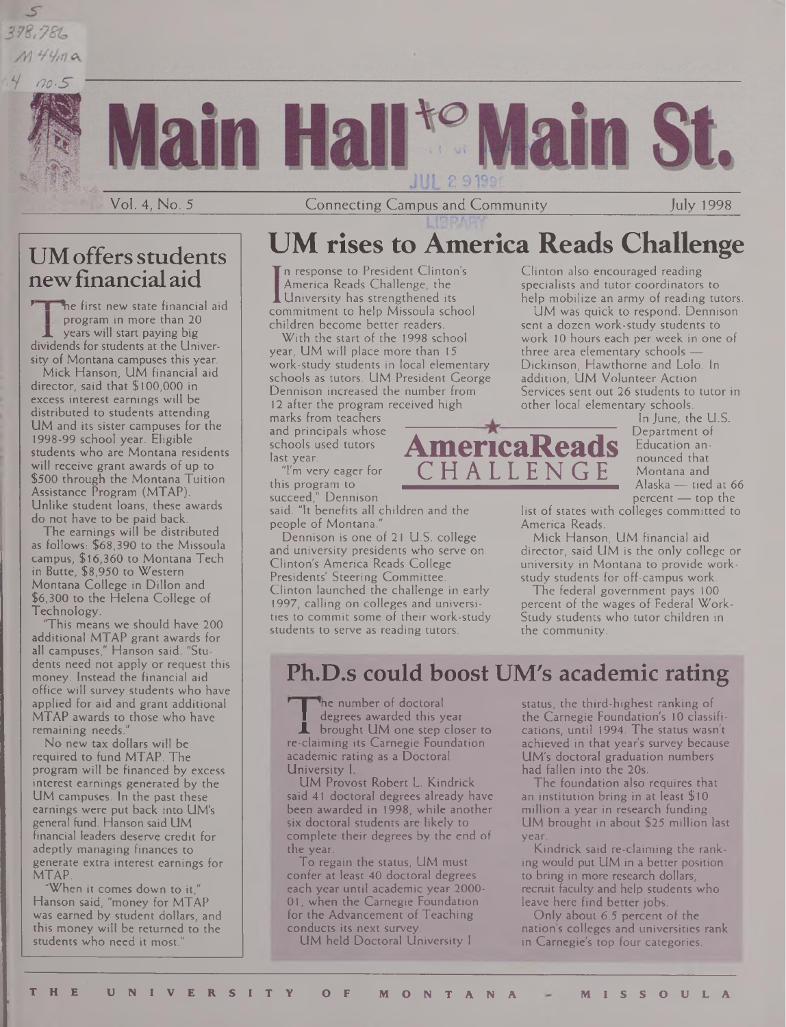# Main Hall to Main St.

Vol. 4, No. 5 — Connecting Campus and Community — July 1998

## UM offers students new financial aid

The first new state financial aid program in more than 20 years will start paying big dividends for students at the University of Montana campuses this year.

Mick Hanson, UM financial aid director, said that $100,000 in excess interest earnings will be distributed to students attending UM and its sister campuses for the 1998-99 school year. Eligible students who are Montana residents will receive grant awards of up to $500 through the Montana Tuition Assistance Program (MTAP). Unlike student loans, these awards do not have to be paid back.

The earnings will be distributed as follows: $68,390 to the Missoula campus, $16,360 to Montana Tech in Butte, $8,950 to Western Montana College in Dillon and $6,300 to the Helena College of Technology.

"This means we should have 200 additional MTAP grant awards for all campuses," Hanson said. "Students need not apply or request this money. Instead the financial aid office will survey students who have applied for aid and grant additional MTAP awards to those who have remaining needs."

No new tax dollars will be required to fund MTAP. The program will be financed by excess interest earnings generated by the UM campuses. In the past these earnings were put back into UM's general fund. Hanson said UM financial leaders deserve credit for adeptly managing finances to generate extra interest earnings for MTAP.

"When it comes down to it," Hanson said, "money for MTAP was earned by student dollars, and this money will be returned to the students who need it most."

## UM rises to America Reads Challenge

In response to President Clinton's America Reads Challenge, the University has strengthened its commitment to help Missoula school children become better readers.

With the start of the 1998 school year, UM will place more than 15 work-study students in local elementary schools as tutors. UM President George Dennison increased the number from 12 after the program received high marks from teachers and principals whose schools used tutors last year.

"I'm very eager for this program to succeed," Dennison said. "It benefits all children and the people of Montana."

Dennison is one of 21 U.S. college and university presidents who serve on Clinton's America Reads College Presidents' Steering Committee. Clinton launched the challenge in early 1997, calling on colleges and universities to commit some of their work-study students to serve as reading tutors.

Clinton also encouraged reading specialists and tutor coordinators to help mobilize an army of reading tutors.

UM was quick to respond. Dennison sent a dozen work-study students to work 10 hours each per week in one of three area elementary schools — Dickinson, Hawthorne and Lolo. In addition, UM Volunteer Action Services sent out 26 students to tutor in other local elementary schools.

In June, the U.S. Department of Education announced that Montana and Alaska — tied at 66 percent — top the list of states with colleges committed to America Reads.

Mick Hanson, UM financial aid director, said UM is the only college or university in Montana to provide work-study students for off-campus work.

The federal government pays 100 percent of the wages of Federal Work-Study students who tutor children in the community.

## Ph.D.s could boost UM's academic rating

The number of doctoral degrees awarded this year brought UM one step closer to re-claiming its Carnegie Foundation academic rating as a Doctoral University I.

UM Provost Robert L. Kindrick said 41 doctoral degrees already have been awarded in 1998, while another six doctoral students are likely to complete their degrees by the end of the year.

To regain the status, UM must confer at least 40 doctoral degrees each year until academic year 2000-01, when the Carnegie Foundation for the Advancement of Teaching conducts its next survey.

UM held Doctoral University I status, the third-highest ranking of the Carnegie Foundation's 10 classifications, until 1994. The status wasn't achieved in that year's survey because UM's doctoral graduation numbers had fallen into the 20s.

The foundation also requires that an institution bring in at least $10 million a year in research funding. UM brought in about $25 million last year.

Kindrick said re-claiming the ranking would put UM in a better position to bring in more research dollars, recruit faculty and help students who leave here find better jobs.

Only about 6.5 percent of the nation's colleges and universities rank in Carnegie's top four categories.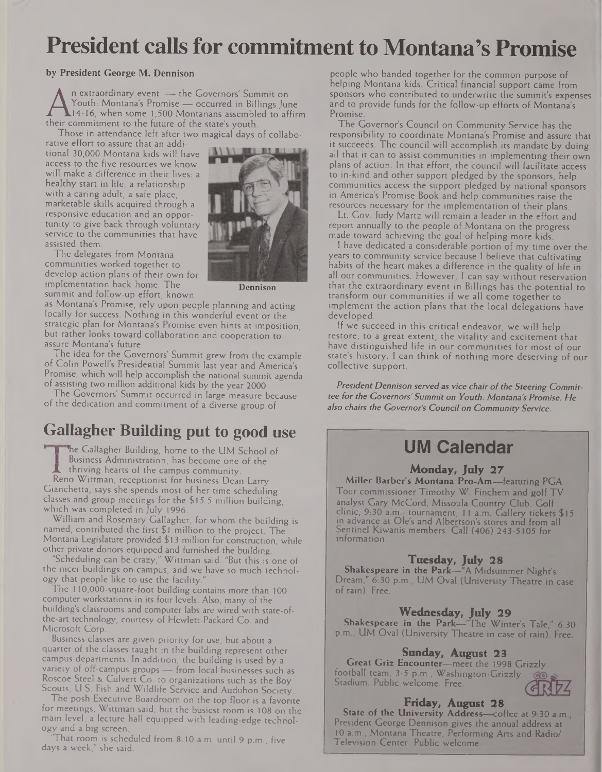# President calls for commitment to Montana's Promise

**by President George M. Dennison**

An extraordinary event — the Governors' Summit on Youth: Montana's Promise — occurred in Billings June 14-16, when some 1,500 Montanans assembled to affirm their commitment to the future of the state's youth.

Those in attendance left after two magical days of collaborative effort to assure that an additional 30,000 Montana kids will have access to the five resources we know will make a difference in their lives: a healthy start in life, a relationship with a caring adult, a safe place, marketable skills acquired through a responsive education and an opportunity to give back through voluntary service to the communities that have assisted them.

Dennison

The delegates from Montana communities worked together to develop action plans of their own for implementation back home. The summit and follow-up effort, known as Montana's Promise, rely upon people planning and acting locally for success. Nothing in this wonderful event or the strategic plan for Montana's Promise even hints at imposition, but rather looks toward collaboration and cooperation to assure Montana's future.

The idea for the Governors' Summit grew from the example of Colin Powell's Presidential Summit last year and America's Promise, which will help accomplish the national summit agenda of assisting two million additional kids by the year 2000.

The Governors' Summit occurred in large measure because of the dedication and commitment of a diverse group of people who banded together for the common purpose of helping Montana kids. Critical financial support came from sponsors who contributed to underwrite the summit's expenses and to provide funds for the follow-up efforts of Montana's Promise.

The Governor's Council on Community Service has the responsibility to coordinate Montana's Promise and assure that it succeeds. The council will accomplish its mandate by doing all that it can to assist communities in implementing their own plans of action. In that effort, the council will facilitate access to in-kind and other support pledged by the sponsors, help communities access the support pledged by national sponsors in America's Promise Book and help communities raise the resources necessary for the implementation of their plans.

Lt. Gov. Judy Martz will remain a leader in the effort and report annually to the people of Montana on the progress made toward achieving the goal of helping more kids.

I have dedicated a considerable portion of my time over the years to community service because I believe that cultivating habits of the heart makes a difference in the quality of life in all our communities. However, I can say without reservation that the extraordinary event in Billings has the potential to transform our communities if we all come together to implement the action plans that the local delegations have developed.

If we succeed in this critical endeavor, we will help restore, to a great extent, the vitality and excitement that have distinguished life in our communities for most of our state's history. I can think of nothing more deserving of our collective support.

*President Dennison served as vice chair of the Steering Committee for the Governors' Summit on Youth: Montana's Promise. He also chairs the Governor's Council on Community Service.*

## Gallagher Building put to good use

The Gallagher Building, home to the UM School of Business Administration, has become one of the thriving hearts of the campus community.

Reno Wittman, receptionist for business Dean Larry Gianchetta, says she spends most of her time scheduling classes and group meetings for the $15.5 million building, which was completed in July 1996.

William and Rosemary Gallagher, for whom the building is named, contributed the first $1 million to the project. The Montana Legislature provided $13 million for construction, while other private donors equipped and furnished the building.

"Scheduling can be crazy," Wittman said. "But this is one of the nicer buildings on campus, and we have so much technology that people like to use the facility."

The 110,000-square-foot building contains more than 100 computer workstations in its four levels. Also, many of the building's classrooms and computer labs are wired with state-of-the-art technology, courtesy of Hewlett-Packard Co. and Microsoft Corp.

Business classes are given priority for use, but about a quarter of the classes taught in the building represent other campus departments. In addition, the building is used by a variety of off-campus groups — from local businesses such as Roscoe Steel & Culvert Co. to organizations such as the Boy Scouts, U.S. Fish and Wildlife Service and Audubon Society.

The posh Executive Boardroom on the top floor is a favorite for meetings, Wittman said, but the busiest room is 108 on the main level, a lecture hall equipped with leading-edge technology and a big screen.

"That room is scheduled from 8:10 a.m. until 9 p.m., five days a week," she said.

## UM Calendar

### Monday, July 27

**Miller Barber's Montana Pro-Am**—featuring PGA Tour commissioner Timothy W. Finchem and golf TV analyst Gary McCord, Missoula Country Club. Golf clinic, 9:30 a.m.; tournament, 11 a.m. Gallery tickets $15 in advance at Ole's and Albertson's stores and from all Sentinel Kiwanis members. Call (406) 243-5105 for information.

### Tuesday, July 28

**Shakespeare in the Park**—"A Midsummer Night's Dream," 6:30 p.m., UM Oval (University Theatre in case of rain). Free.

### Wednesday, July 29

**Shakespeare in the Park**—"The Winter's Tale," 6:30 p.m., UM Oval (University Theatre in case of rain). Free.

### Sunday, August 23

**Great Griz Encounter**—meet the 1998 Grizzly football team, 3-5 p.m., Washington-Grizzly Stadium. Public welcome. Free.

### Friday, August 28

**State of the University Address**—coffee at 9:30 a.m.; President George Dennison gives the annual address at 10 a.m., Montana Theatre, Performing Arts and Radio/Television Center. Public welcome.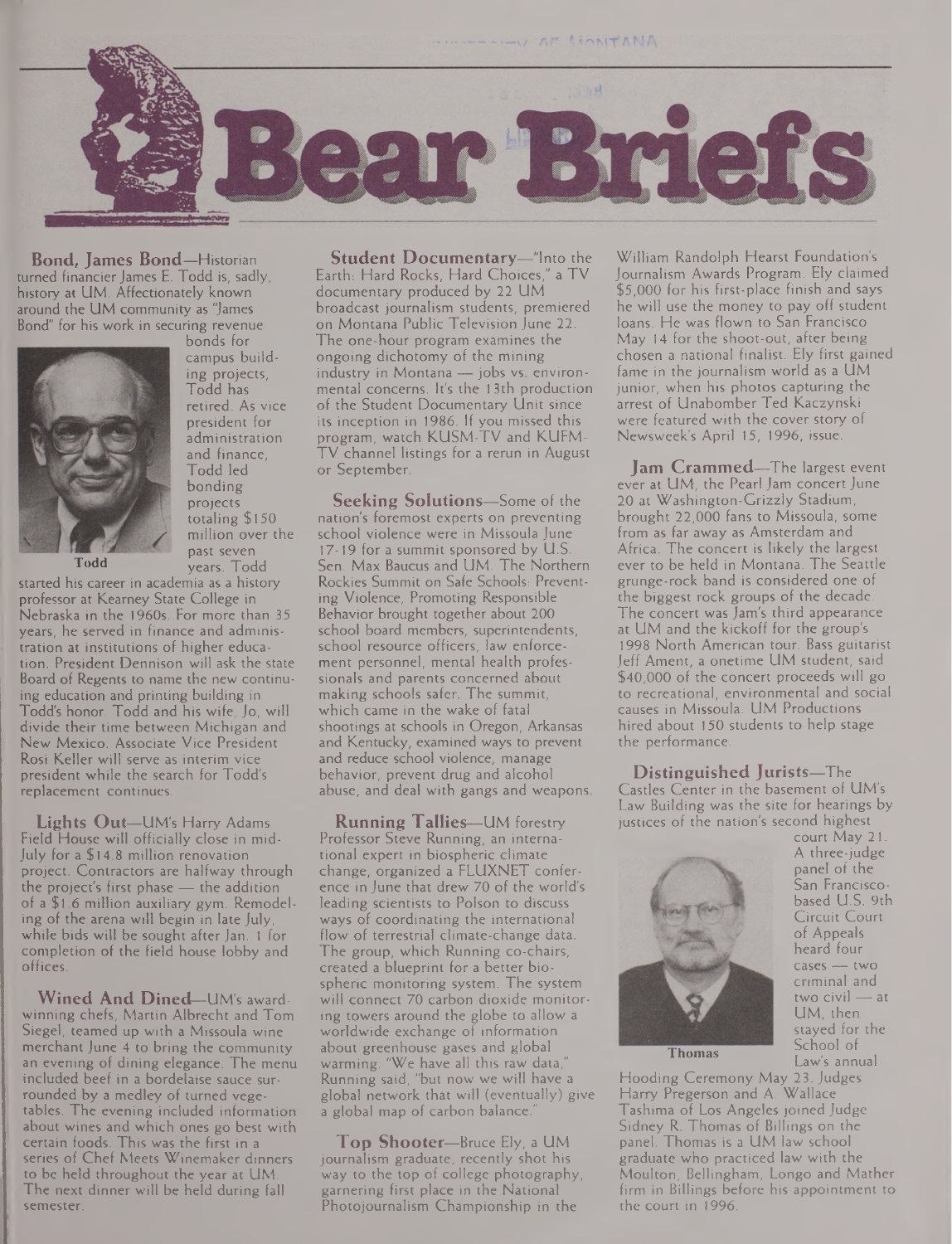# Bear Briefs

**Bond, James Bond**—Historian turned financier James E. Todd is, sadly, history at UM. Affectionately known around the UM community as "James Bond" for his work in securing revenue bonds for campus building projects, Todd has retired. As vice president for administration and finance, Todd led bonding projects totaling $150 million over the past seven years. Todd started his career in academia as a history professor at Kearney State College in Nebraska in the 1960s. For more than 35 years, he served in finance and administration at institutions of higher education. President Dennison will ask the state Board of Regents to name the new continuing education and printing building in Todd's honor. Todd and his wife, Jo, will divide their time between Michigan and New Mexico. Associate Vice President Rosi Keller will serve as interim vice president while the search for Todd's replacement continues.

Todd

**Lights Out**—UM's Harry Adams Field House will officially close in mid-July for a $14.8 million renovation project. Contractors are halfway through the project's first phase — the addition of a $1.6 million auxiliary gym. Remodeling of the arena will begin in late July, while bids will be sought after Jan. 1 for completion of the field house lobby and offices.

**Wined And Dined**—UM's award-winning chefs, Martin Albrecht and Tom Siegel, teamed up with a Missoula wine merchant June 4 to bring the community an evening of dining elegance. The menu included beef in a bordelaise sauce surrounded by a medley of turned vegetables. The evening included information about wines and which ones go best with certain foods. This was the first in a series of Chef Meets Winemaker dinners to be held throughout the year at UM. The next dinner will be held during fall semester.

**Student Documentary**—"Into the Earth: Hard Rocks, Hard Choices," a TV documentary produced by 22 UM broadcast journalism students, premiered on Montana Public Television June 22. The one-hour program examines the ongoing dichotomy of the mining industry in Montana — jobs vs. environmental concerns. It's the 13th production of the Student Documentary Unit since its inception in 1986. If you missed this program, watch KUSM-TV and KUFM-TV channel listings for a rerun in August or September.

**Seeking Solutions**—Some of the nation's foremost experts on preventing school violence were in Missoula June 17-19 for a summit sponsored by U.S. Sen. Max Baucus and UM. The Northern Rockies Summit on Safe Schools: Preventing Violence, Promoting Responsible Behavior brought together about 200 school board members, superintendents, school resource officers, law enforcement personnel, mental health professionals and parents concerned about making schools safer. The summit, which came in the wake of fatal shootings at schools in Oregon, Arkansas and Kentucky, examined ways to prevent and reduce school violence, manage behavior, prevent drug and alcohol abuse, and deal with gangs and weapons.

**Running Tallies**—UM forestry Professor Steve Running, an international expert in biospheric climate change, organized a FLUXNET conference in June that drew 70 of the world's leading scientists to Polson to discuss ways of coordinating the international flow of terrestrial climate-change data. The group, which Running co-chairs, created a blueprint for a better biospheric monitoring system. The system will connect 70 carbon dioxide monitoring towers around the globe to allow a worldwide exchange of information about greenhouse gases and global warming. "We have all this raw data," Running said, "but now we will have a global network that will (eventually) give a global map of carbon balance."

**Top Shooter**—Bruce Ely, a UM journalism graduate, recently shot his way to the top of college photography, garnering first place in the National Photojournalism Championship in the William Randolph Hearst Foundation's Journalism Awards Program. Ely claimed $5,000 for his first-place finish and says he will use the money to pay off student loans. He was flown to San Francisco May 14 for the shoot-out, after being chosen a national finalist. Ely first gained fame in the journalism world as a UM junior, when his photos capturing the arrest of Unabomber Ted Kaczynski were featured with the cover story of Newsweek's April 15, 1996, issue.

**Jam Crammed**—The largest event ever at UM, the Pearl Jam concert June 20 at Washington-Grizzly Stadium, brought 22,000 fans to Missoula, some from as far away as Amsterdam and Africa. The concert is likely the largest ever to be held in Montana. The Seattle grunge-rock band is considered one of the biggest rock groups of the decade. The concert was Jam's third appearance at UM and the kickoff for the group's 1998 North American tour. Bass guitarist Jeff Ament, a onetime UM student, said $40,000 of the concert proceeds will go to recreational, environmental and social causes in Missoula. UM Productions hired about 150 students to help stage the performance.

**Distinguished Jurists**—The Castles Center in the basement of UM's Law Building was the site for hearings by justices of the nation's second highest court May 21. A three-judge panel of the San Francisco-based U.S. 9th Circuit Court of Appeals heard four cases — two criminal and two civil — at UM, then stayed for the School of Law's annual Hooding Ceremony May 23. Judges Harry Pregerson and A. Wallace Tashima of Los Angeles joined Judge Sidney R. Thomas of Billings on the panel. Thomas is a UM law school graduate who practiced law with the Moulton, Bellingham, Longo and Mather firm in Billings before his appointment to the court in 1996.

Thomas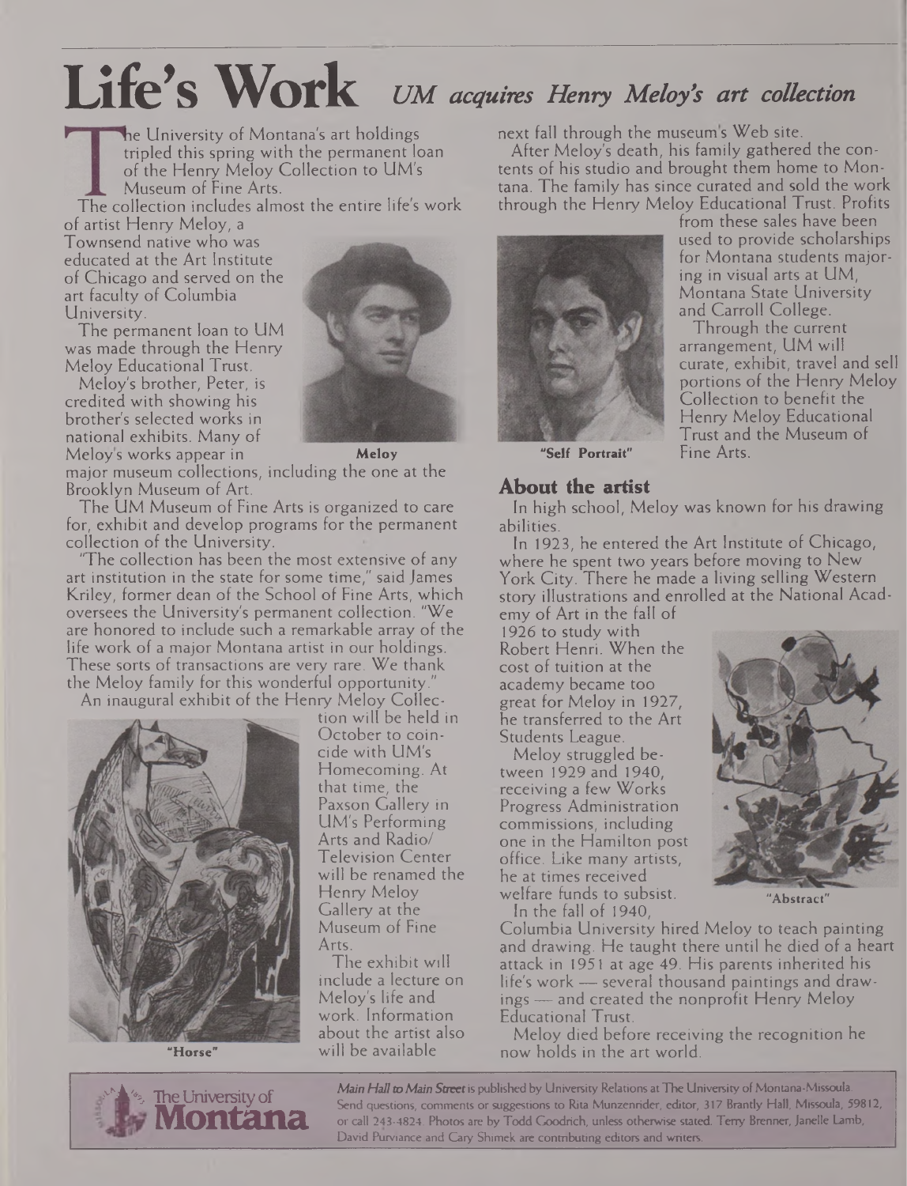# Life's Work *UM acquires Henry Meloy's art collection*

The University of Montana's art holdings tripled this spring with the permanent loan of the Henry Meloy Collection to UM's Museum of Fine Arts.

The collection includes almost the entire life's work of artist Henry Meloy, a Townsend native who was educated at the Art Institute of Chicago and served on the art faculty of Columbia University.

The permanent loan to UM was made through the Henry Meloy Educational Trust.

Meloy's brother, Peter, is credited with showing his brother's selected works in national exhibits. Many of Meloy's works appear in major museum collections, including the one at the Brooklyn Museum of Art.

Meloy

The UM Museum of Fine Arts is organized to care for, exhibit and develop programs for the permanent collection of the University.

"The collection has been the most extensive of any art institution in the state for some time," said James Kriley, former dean of the School of Fine Arts, which oversees the University's permanent collection. "We are honored to include such a remarkable array of the life work of a major Montana artist in our holdings. These sorts of transactions are very rare. We thank the Meloy family for this wonderful opportunity."

An inaugural exhibit of the Henry Meloy Collection will be held in October to coincide with UM's Homecoming. At that time, the Paxson Gallery in UM's Performing Arts and Radio/Television Center will be renamed the Henry Meloy Gallery at the Museum of Fine Arts.

The exhibit will include a lecture on Meloy's life and work. Information about the artist also will be available next fall through the museum's Web site.

"Horse"

After Meloy's death, his family gathered the contents of his studio and brought them home to Montana. The family has since curated and sold the work through the Henry Meloy Educational Trust. Profits from these sales have been used to provide scholarships for Montana students majoring in visual arts at UM, Montana State University and Carroll College.

Through the current arrangement, UM will curate, exhibit, travel and sell portions of the Henry Meloy Collection to benefit the Henry Meloy Educational Trust and the Museum of Fine Arts.

"Self Portrait"

## About the artist

In high school, Meloy was known for his drawing abilities.

In 1923, he entered the Art Institute of Chicago, where he spent two years before moving to New York City. There he made a living selling Western story illustrations and enrolled at the National Academy of Art in the fall of 1926 to study with Robert Henri. When the cost of tuition at the academy became too great for Meloy in 1927, he transferred to the Art Students League.

Meloy struggled between 1929 and 1940, receiving a few Works Progress Administration commissions, including one in the Hamilton post office. Like many artists, he at times received welfare funds to subsist.

In the fall of 1940, Columbia University hired Meloy to teach painting and drawing. He taught there until he died of a heart attack in 1951 at age 49. His parents inherited his life's work — several thousand paintings and drawings — and created the nonprofit Henry Meloy Educational Trust.

"Abstract"

Meloy died before receiving the recognition he now holds in the art world.

The University of Montana

*Main Hall to Main Street* is published by University Relations at The University of Montana-Missoula. Send questions, comments or suggestions to Rita Munzenrider, editor, 317 Brantly Hall, Missoula, 59812, or call 243-4824. Photos are by Todd Goodrich, unless otherwise stated. Terry Brenner, Janelle Lamb, David Purviance and Cary Shimek are contributing editors and writers.